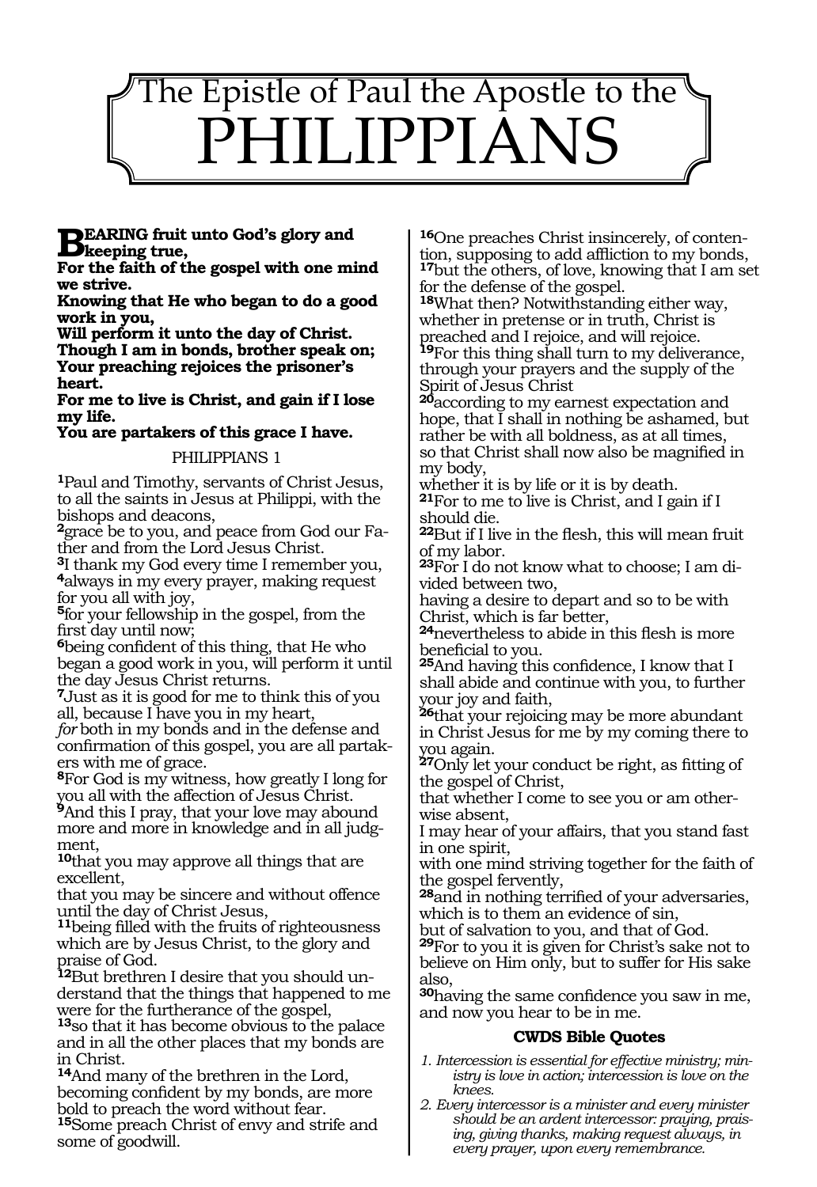# The Epistle of Paul the Apostle to the PHILIPPIANS

**BEARING fruit unto God's glory and keeping true,**
**For the faith of the gospel with one mind we strive.**
**Knowing that He who began to do a good work in you,**
**Will perform it unto the day of Christ.**
**Though I am in bonds, brother speak on;**
**Your preaching rejoices the prisoner's heart.**
**For me to live is Christ, and gain if I lose my life.**
**You are partakers of this grace I have.**

## PHILIPPIANS 1

**1**Paul and Timothy, servants of Christ Jesus, to all the saints in Jesus at Philippi, with the bishops and deacons,
**2**grace be to you, and peace from God our Father and from the Lord Jesus Christ.
**3**I thank my God every time I remember you,
**4**always in my every prayer, making request for you all with joy,
**5**for your fellowship in the gospel, from the first day until now;
**6**being confident of this thing, that He who began a good work in you, will perform it until the day Jesus Christ returns.
**7**Just as it is good for me to think this of you all, because I have you in my heart,
*for* both in my bonds and in the defense and confirmation of this gospel, you are all partakers with me of grace.
**8**For God is my witness, how greatly I long for you all with the affection of Jesus Christ.
**9**And this I pray, that your love may abound more and more in knowledge and in all judgment,
**10**that you may approve all things that are excellent,
that you may be sincere and without offence until the day of Christ Jesus,
**11**being filled with the fruits of righteousness which are by Jesus Christ, to the glory and praise of God.
**12**But brethren I desire that you should understand that the things that happened to me were for the furtherance of the gospel,
**13**so that it has become obvious to the palace and in all the other places that my bonds are in Christ.
**14**And many of the brethren in the Lord, becoming confident by my bonds, are more bold to preach the word without fear.
**15**Some preach Christ of envy and strife and some of goodwill.
**16**One preaches Christ insincerely, of contention, supposing to add affliction to my bonds,
**17**but the others, of love, knowing that I am set for the defense of the gospel.
**18**What then? Notwithstanding either way, whether in pretense or in truth, Christ is preached and I rejoice, and will rejoice.
**19**For this thing shall turn to my deliverance, through your prayers and the supply of the Spirit of Jesus Christ
**20**according to my earnest expectation and hope, that I shall in nothing be ashamed, but rather be with all boldness, as at all times,
so that Christ shall now also be magnified in my body,
whether it is by life or it is by death.
**21**For to me to live is Christ, and I gain if I should die.
**22**But if I live in the flesh, this will mean fruit of my labor.
**23**For I do not know what to choose; I am divided between two,
having a desire to depart and so to be with Christ, which is far better,
**24**nevertheless to abide in this flesh is more beneficial to you.
**25**And having this confidence, I know that I shall abide and continue with you, to further your joy and faith,
**26**that your rejoicing may be more abundant in Christ Jesus for me by my coming there to you again.
**27**Only let your conduct be right, as fitting of the gospel of Christ,
that whether I come to see you or am otherwise absent,
I may hear of your affairs, that you stand fast in one spirit,
with one mind striving together for the faith of the gospel fervently,
**28**and in nothing terrified of your adversaries, which is to them an evidence of sin,
but of salvation to you, and that of God.
**29**For to you it is given for Christ's sake not to believe on Him only, but to suffer for His sake also,
**30**having the same confidence you saw in me, and now you hear to be in me.

### CWDS Bible Quotes

1. *Intercession is essential for effective ministry; ministry is love in action; intercession is love on the knees.*
2. *Every intercessor is a minister and every minister should be an ardent intercessor: praying, praising, giving thanks, making request always, in every prayer, upon every remembrance.*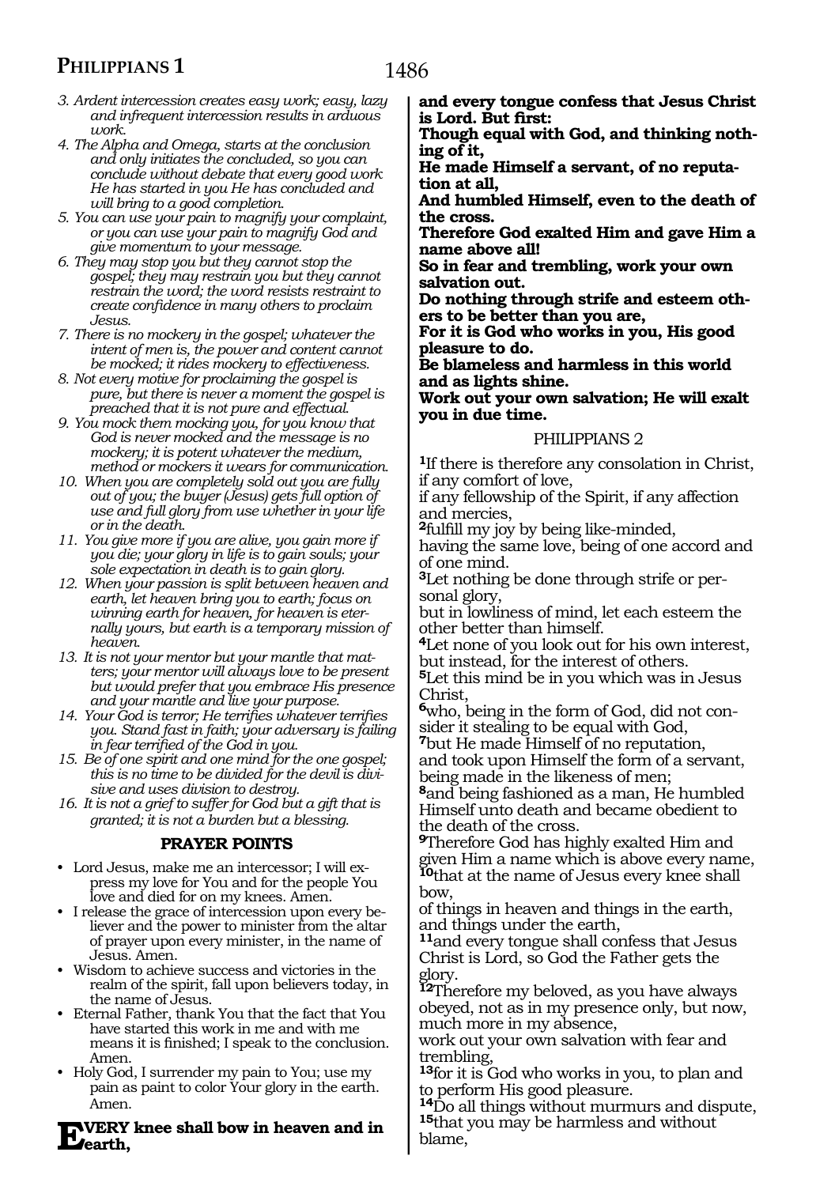3. *Ardent intercession creates easy work; easy, lazy and infrequent intercession results in arduous work.*
4. *The Alpha and Omega, starts at the conclusion and only initiates the concluded, so you can conclude without debate that every good work He has started in you He has concluded and will bring to a good completion.*
5. *You can use your pain to magnify your complaint, or you can use your pain to magnify God and give momentum to your message.*
6. *They may stop you but they cannot stop the gospel; they may restrain you but they cannot restrain the word; the word resists restraint to create confidence in many others to proclaim Jesus.*
7. *There is no mockery in the gospel; whatever the intent of men is, the power and content cannot be mocked; it rides mockery to effectiveness.*
8. *Not every motive for proclaiming the gospel is pure, but there is never a moment the gospel is preached that it is not pure and effectual.*
9. *You mock them mocking you, for you know that God is never mocked and the message is no mockery; it is potent whatever the medium, method or mockers it wears for communication.*
10. *When you are completely sold out you are fully out of you; the buyer (Jesus) gets full option of use and full glory from use whether in your life or in the death.*
11. *You give more if you are alive, you gain more if you die; your glory in life is to gain souls; your sole expectation in death is to gain glory.*
12. *When your passion is split between heaven and earth, let heaven bring you to earth; focus on winning earth for heaven, for heaven is eternally yours, but earth is a temporary mission of heaven.*
13. *It is not your mentor but your mantle that matters; your mentor will always love to be present but would prefer that you embrace His presence and your mantle and live your purpose.*
14. *Your God is terror; He terrifies whatever terrifies you. Stand fast in faith; your adversary is failing in fear terrified of the God in you.*
15. *Be of one spirit and one mind for the one gospel; this is no time to be divided for the devil is divisive and uses division to destroy.*
16. *It is not a grief to suffer for God but a gift that is granted; it is not a burden but a blessing.*

### PRAYER POINTS

- Lord Jesus, make me an intercessor; I will express my love for You and for the people You love and died for on my knees. Amen.
- I release the grace of intercession upon every believer and the power to minister from the altar of prayer upon every minister, in the name of Jesus. Amen.
- Wisdom to achieve success and victories in the realm of the spirit, fall upon believers today, in the name of Jesus.
- Eternal Father, thank You that the fact that You have started this work in me and with me means it is finished; I speak to the conclusion. Amen.
- Holy God, I surrender my pain to You; use my pain as paint to color Your glory in the earth. Amen.

**EVERY knee shall bow in heaven and in earth,**
**and every tongue confess that Jesus Christ is Lord. But first:**
**Though equal with God, and thinking nothing of it,**
**He made Himself a servant, of no reputation at all,**
**And humbled Himself, even to the death of the cross.**
**Therefore God exalted Him and gave Him a name above all!**
**So in fear and trembling, work your own salvation out.**
**Do nothing through strife and esteem others to be better than you are,**
**For it is God who works in you, His good pleasure to do.**
**Be blameless and harmless in this world and as lights shine.**
**Work out your own salvation; He will exalt you in due time.**

## PHILIPPIANS 2

**1**If there is therefore any consolation in Christ, if any comfort of love,
if any fellowship of the Spirit, if any affection and mercies,
**2**fulfill my joy by being like-minded,
having the same love, being of one accord and of one mind.
**3**Let nothing be done through strife or personal glory,
but in lowliness of mind, let each esteem the other better than himself.
**4**Let none of you look out for his own interest, but instead, for the interest of others.
**5**Let this mind be in you which was in Jesus Christ,
**6**who, being in the form of God, did not consider it stealing to be equal with God,
**7**but He made Himself of no reputation,
and took upon Himself the form of a servant, being made in the likeness of men;
**8**and being fashioned as a man, He humbled Himself unto death and became obedient to the death of the cross.
**9**Therefore God has highly exalted Him and given Him a name which is above every name,
**10**that at the name of Jesus every knee shall bow,
of things in heaven and things in the earth, and things under the earth,
**11**and every tongue shall confess that Jesus Christ is Lord, so God the Father gets the glory.
**12**Therefore my beloved, as you have always obeyed, not as in my presence only, but now, much more in my absence,
work out your own salvation with fear and trembling,
**13**for it is God who works in you, to plan and to perform His good pleasure.
**14**Do all things without murmurs and dispute,
**15**that you may be harmless and without blame,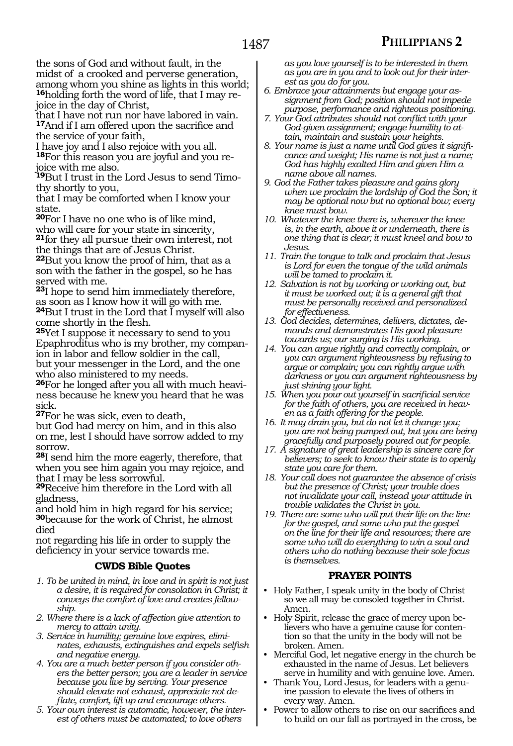the sons of God and without fault, in the midst of a crooked and perverse generation, among whom you shine as lights in this world; **16**holding forth the word of life, that I may rejoice in the day of Christ,
that I have not run nor have labored in vain.
**17**And if I am offered upon the sacrifice and the service of your faith,
I have joy and I also rejoice with you all.
**18**For this reason you are joyful and you rejoice with me also.
**19**But I trust in the Lord Jesus to send Timothy shortly to you,
that I may be comforted when I know your state.
**20**For I have no one who is of like mind, who will care for your state in sincerity,
**21**for they all pursue their own interest, not the things that are of Jesus Christ.
**22**But you know the proof of him, that as a son with the father in the gospel, so he has served with me.
**23**I hope to send him immediately therefore, as soon as I know how it will go with me.
**24**But I trust in the Lord that I myself will also come shortly in the flesh.
**25**Yet I suppose it necessary to send to you Epaphroditus who is my brother, my companion in labor and fellow soldier in the call,
but your messenger in the Lord, and the one who also ministered to my needs.
**26**For he longed after you all with much heaviness because he knew you heard that he was sick.
**27**For he was sick, even to death,
but God had mercy on him, and in this also on me, lest I should have sorrow added to my sorrow.
**28**I send him the more eagerly, therefore, that when you see him again you may rejoice, and that I may be less sorrowful.
**29**Receive him therefore in the Lord with all gladness,
and hold him in high regard for his service;
**30**because for the work of Christ, he almost died
not regarding his life in order to supply the deficiency in your service towards me.

### CWDS Bible Quotes

1. *To be united in mind, in love and in spirit is not just a desire, it is required for consolation in Christ; it conveys the comfort of love and creates fellowship.*
2. *Where there is a lack of affection give attention to mercy to attain unity.*
3. *Service in humility; genuine love expires, eliminates, exhausts, extinguishes and expels selfish and negative energy.*
4. *You are a much better person if you consider others the better person; you are a leader in service because you live by serving. Your presence should elevate not exhaust, appreciate not deflate, comfort, lift up and encourage others.*
5. *Your own interest is automatic, however, the interest of others must be automated; to love others as you love yourself is to be interested in them as you are in you and to look out for their interest as you do for you.*
6. *Embrace your attainments but engage your assignment from God; position should not impede purpose, performance and righteous positioning.*
7. *Your God attributes should not conflict with your God-given assignment; engage humility to attain, maintain and sustain your heights.*
8. *Your name is just a name until God gives it significance and weight; His name is not just a name; God has highly exalted Him and given Him a name above all names.*
9. *God the Father takes pleasure and gains glory when we proclaim the lordship of God the Son; it may be optional now but no optional bow; every knee must bow.*
10. *Whatever the knee there is, wherever the knee is, in the earth, above it or underneath, there is one thing that is clear; it must kneel and bow to Jesus.*
11. *Train the tongue to talk and proclaim that Jesus is Lord for even the tongue of the wild animals will be tamed to proclaim it.*
12. *Salvation is not by working or working out, but it must be worked out; it is a general gift that must be personally received and personalized for effectiveness.*
13. *God decides, determines, delivers, dictates, demands and demonstrates His good pleasure towards us; our surging is His working.*
14. *You can argue rightly and correctly complain, or you can argument righteousness by refusing to argue or complain; you can rightly argue with darkness or you can argument righteousness by just shining your light.*
15. *When you pour out yourself in sacrificial service for the faith of others, you are received in heaven as a faith offering for the people.*
16. *It may drain you, but do not let it change you; you are not being pumped out, but you are being gracefully and purposely poured out for people.*
17. *A signature of great leadership is sincere care for believers; to seek to know their state is to openly state you care for them.*
18. *Your call does not guarantee the absence of crisis but the presence of Christ; your trouble does not invalidate your call, instead your attitude in trouble validates the Christ in you.*
19. *There are some who will put their life on the line for the gospel, and some who put the gospel on the line for their life and resources; there are some who will do everything to win a soul and others who do nothing because their sole focus is themselves.*

### PRAYER POINTS

- Holy Father, I speak unity in the body of Christ so we all may be consoled together in Christ. Amen.
- Holy Spirit, release the grace of mercy upon believers who have a genuine cause for contention so that the unity in the body will not be broken. Amen.
- Merciful God, let negative energy in the church be exhausted in the name of Jesus. Let believers serve in humility and with genuine love. Amen.
- Thank You, Lord Jesus, for leaders with a genuine passion to elevate the lives of others in every way. Amen.
- Power to allow others to rise on our sacrifices and to build on our fall as portrayed in the cross, be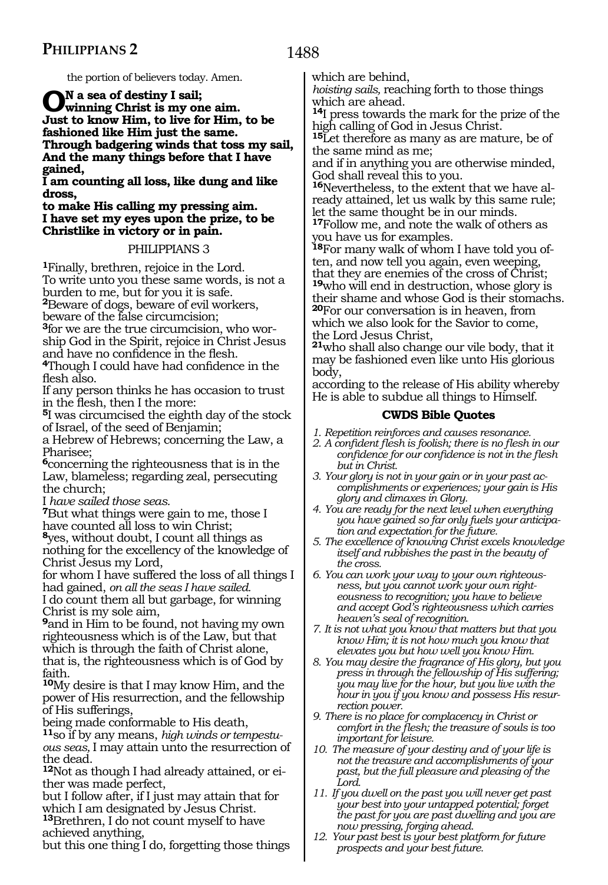the portion of believers today. Amen.

**ON a sea of destiny I sail;**
**winning Christ is my one aim.**
**Just to know Him, to live for Him, to be fashioned like Him just the same.**
**Through badgering winds that toss my sail,**
**And the many things before that I have gained,**
**I am counting all loss, like dung and like dross,**
**to make His calling my pressing aim.**
**I have set my eyes upon the prize, to be Christlike in victory or in pain.**

## PHILIPPIANS 3

**1**Finally, brethren, rejoice in the Lord.
To write unto you these same words, is not a burden to me, but for you it is safe.
**2**Beware of dogs, beware of evil workers, beware of the false circumcision;
**3**for we are the true circumcision, who worship God in the Spirit, rejoice in Christ Jesus and have no confidence in the flesh.
**4**Though I could have had confidence in the flesh also.
If any person thinks he has occasion to trust in the flesh, then I the more:
**5**I was circumcised the eighth day of the stock of Israel, of the seed of Benjamin;
a Hebrew of Hebrews; concerning the Law, a Pharisee;
**6**concerning the righteousness that is in the Law, blameless; regarding zeal, persecuting the church;
I *have sailed those seas.*
**7**But what things were gain to me, those I have counted all loss to win Christ;
**8**yes, without doubt, I count all things as nothing for the excellency of the knowledge of Christ Jesus my Lord,
for whom I have suffered the loss of all things I had gained, *on all the seas I have sailed.*
I do count them all but garbage, for winning Christ is my sole aim,
**9**and in Him to be found, not having my own righteousness which is of the Law, but that which is through the faith of Christ alone, that is, the righteousness which is of God by faith.
**10**My desire is that I may know Him, and the power of His resurrection, and the fellowship of His sufferings,
being made conformable to His death,
**11**so if by any means, *high winds or tempestuous seas,* I may attain unto the resurrection of the dead.
**12**Not as though I had already attained, or either was made perfect,
but I follow after, if I just may attain that for which I am designated by Jesus Christ.
**13**Brethren, I do not count myself to have achieved anything,
but this one thing I do, forgetting those things which are behind,
*hoisting sails,* reaching forth to those things which are ahead.
**14**I press towards the mark for the prize of the high calling of God in Jesus Christ.
**15**Let therefore as many as are mature, be of the same mind as me;
and if in anything you are otherwise minded, God shall reveal this to you.
**16**Nevertheless, to the extent that we have already attained, let us walk by this same rule; let the same thought be in our minds.
**17**Follow me, and note the walk of others as you have us for examples.
**18**For many walk of whom I have told you often, and now tell you again, even weeping, that they are enemies of the cross of Christ;
**19**who will end in destruction, whose glory is their shame and whose God is their stomachs.
**20**For our conversation is in heaven, from which we also look for the Savior to come, the Lord Jesus Christ,
**21**who shall also change our vile body, that it may be fashioned even like unto His glorious body,
according to the release of His ability whereby He is able to subdue all things to Himself.

### CWDS Bible Quotes

1. *Repetition reinforces and causes resonance.*
2. *A confident flesh is foolish; there is no flesh in our confidence for our confidence is not in the flesh but in Christ.*
3. *Your glory is not in your gain or in your past accomplishments or experiences; your gain is His glory and climaxes in Glory.*
4. *You are ready for the next level when everything you have gained so far only fuels your anticipation and expectation for the future.*
5. *The excellence of knowing Christ excels knowledge itself and rubbishes the past in the beauty of the cross.*
6. *You can work your way to your own righteousness, but you cannot work your own righteousness to recognition; you have to believe and accept God's righteousness which carries heaven's seal of recognition.*
7. *It is not what you know that matters but that you know Him; it is not how much you know that elevates you but how well you know Him.*
8. *You may desire the fragrance of His glory, but you press in through the fellowship of His suffering; you may live for the hour, but you live with the hour in you if you know and possess His resurrection power.*
9. *There is no place for complacency in Christ or comfort in the flesh; the treasure of souls is too important for leisure.*
10. *The measure of your destiny and of your life is not the treasure and accomplishments of your past, but the full pleasure and pleasing of the Lord.*
11. *If you dwell on the past you will never get past your best into your untapped potential; forget the past for you are past dwelling and you are now pressing, forging ahead.*
12. *Your past best is your best platform for future prospects and your best future.*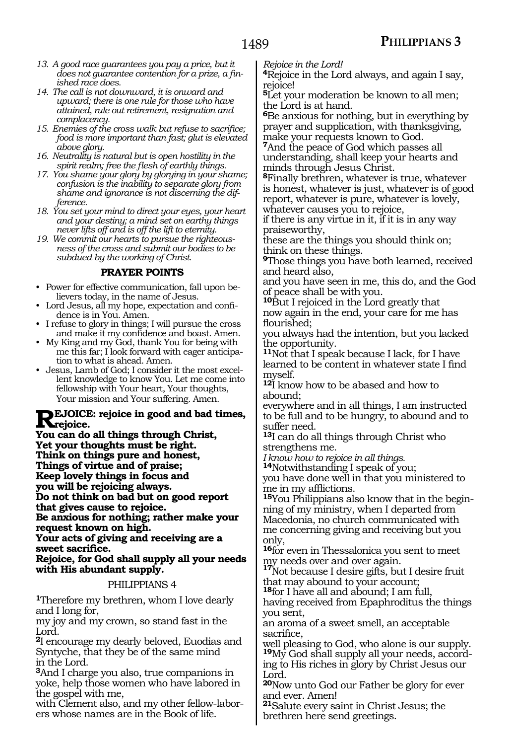13. *A good race guarantees you pay a price, but it does not guarantee contention for a prize, a finished race does.*
14. *The call is not downward, it is onward and upward; there is one rule for those who have attained, rule out retirement, resignation and complacency.*
15. *Enemies of the cross walk but refuse to sacrifice; food is more important than fast; glut is elevated above glory.*
16. *Neutrality is natural but is open hostility in the spirit realm; free the flesh of earthly things.*
17. *You shame your glory by glorying in your shame; confusion is the inability to separate glory from shame and ignorance is not discerning the difference.*
18. *You set your mind to direct your eyes, your heart and your destiny; a mind set on earthy things never lifts off and is off the lift to eternity.*
19. *We commit our hearts to pursue the righteousness of the cross and submit our bodies to be subdued by the working of Christ.*

### PRAYER POINTS

- Power for effective communication, fall upon believers today, in the name of Jesus.
- Lord Jesus, all my hope, expectation and confidence is in You. Amen.
- I refuse to glory in things; I will pursue the cross and make it my confidence and boast. Amen.
- My King and my God, thank You for being with me this far; I look forward with eager anticipation to what is ahead. Amen.
- Jesus, Lamb of God; I consider it the most excellent knowledge to know You. Let me come into fellowship with Your heart, Your thoughts, Your mission and Your suffering. Amen.

**REJOICE: rejoice in good and bad times, rejoice.**
**You can do all things through Christ,**
**Yet your thoughts must be right.**
**Think on things pure and honest,**
**Things of virtue and of praise;**
**Keep lovely things in focus and**
**you will be rejoicing always.**
**Do not think on bad but on good report that gives cause to rejoice.**
**Be anxious for nothing; rather make your request known on high.**
**Your acts of giving and receiving are a sweet sacrifice.**
**Rejoice, for God shall supply all your needs with His abundant supply.**

## PHILIPPIANS 4

[1]Therefore my brethren, whom I love dearly and I long for,
my joy and my crown, so stand fast in the Lord.
[2]I encourage my dearly beloved, Euodias and Syntyche, that they be of the same mind in the Lord.
[3]And I charge you also, true companions in yoke, help those women who have labored in the gospel with me,
with Clement also, and my other fellow-laborers whose names are in the Book of life.
*Rejoice in the Lord!*
[4]Rejoice in the Lord always, and again I say, rejoice!
[5]Let your moderation be known to all men; the Lord is at hand.
[6]Be anxious for nothing, but in everything by prayer and supplication, with thanksgiving, make your requests known to God.
[7]And the peace of God which passes all understanding, shall keep your hearts and minds through Jesus Christ.
[8]Finally brethren, whatever is true, whatever is honest, whatever is just, whatever is of good report, whatever is pure, whatever is lovely, whatever causes you to rejoice,
if there is any virtue in it, if it is in any way praiseworthy,
these are the things you should think on; think on these things.
[9]Those things you have both learned, received and heard also,
and you have seen in me, this do, and the God of peace shall be with you.
[10]But I rejoiced in the Lord greatly that now again in the end, your care for me has flourished;
you always had the intention, but you lacked the opportunity.
[11]Not that I speak because I lack, for I have learned to be content in whatever state I find myself.
[12]I know how to be abased and how to abound;
everywhere and in all things, I am instructed to be full and to be hungry, to abound and to suffer need.
[13]I can do all things through Christ who strengthens me.
*I know how to rejoice in all things.*
[14]Notwithstanding I speak of you;
you have done well in that you ministered to me in my afflictions.
[15]You Philippians also know that in the beginning of my ministry, when I departed from Macedonia, no church communicated with me concerning giving and receiving but you only,
[16]for even in Thessalonica you sent to meet my needs over and over again.
[17]Not because I desire gifts, but I desire fruit that may abound to your account;
[18]for I have all and abound; I am full,
having received from Epaphroditus the things you sent,
an aroma of a sweet smell, an acceptable sacrifice,
well pleasing to God, who alone is our supply.
[19]My God shall supply all your needs, according to His riches in glory by Christ Jesus our Lord.
[20]Now unto God our Father be glory for ever and ever. Amen!
[21]Salute every saint in Christ Jesus; the brethren here send greetings.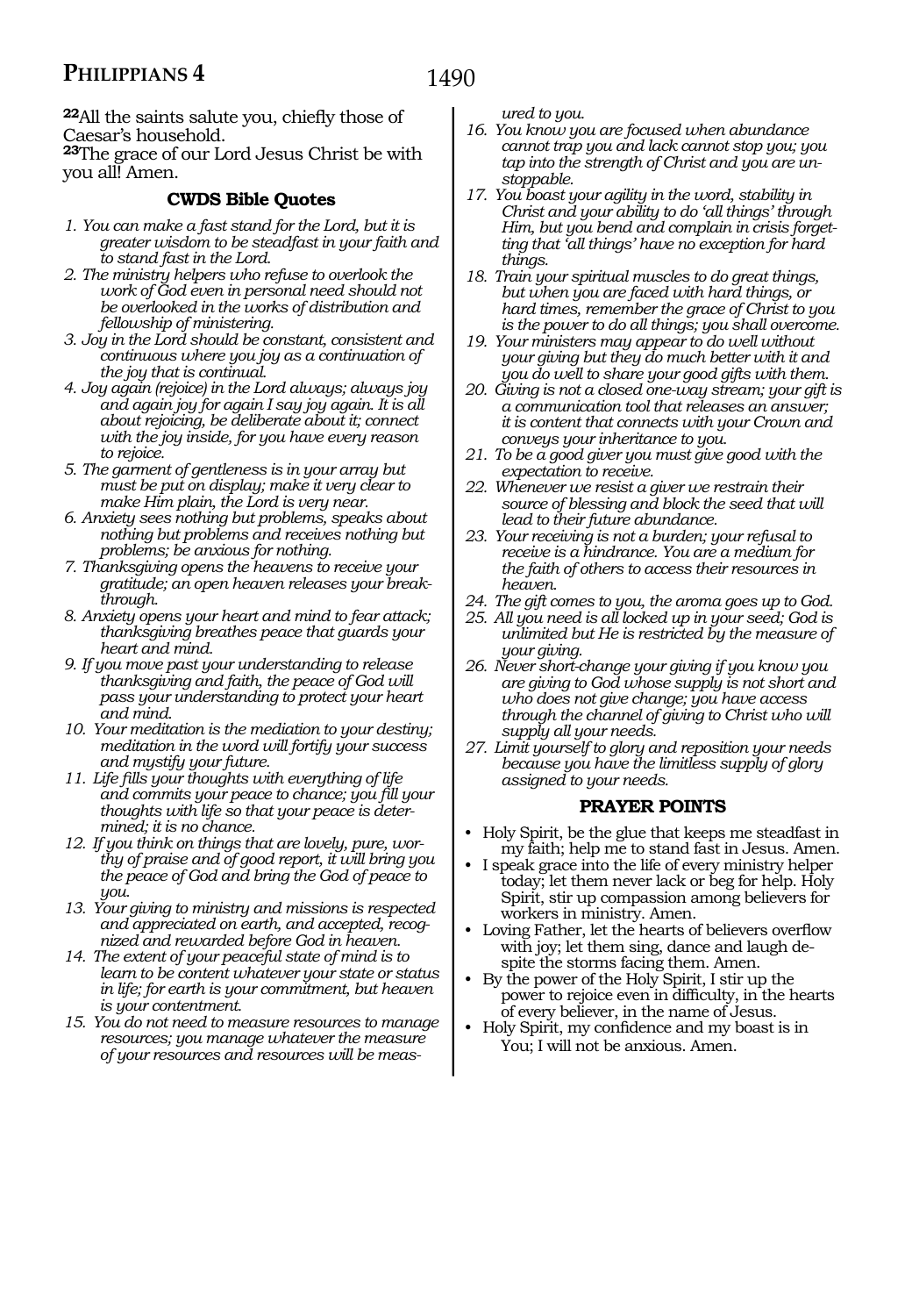**22**All the saints salute you, chiefly those of Caesar's household.

**23**The grace of our Lord Jesus Christ be with you all! Amen.

### CWDS Bible Quotes

1. *You can make a fast stand for the Lord, but it is greater wisdom to be steadfast in your faith and to stand fast in the Lord.*
2. *The ministry helpers who refuse to overlook the work of God even in personal need should not be overlooked in the works of distribution and fellowship of ministering.*
3. *Joy in the Lord should be constant, consistent and continuous where you joy as a continuation of the joy that is continual.*
4. *Joy again (rejoice) in the Lord always; always joy and again joy for again I say joy again. It is all about rejoicing, be deliberate about it; connect with the joy inside, for you have every reason to rejoice.*
5. *The garment of gentleness is in your array but must be put on display; make it very clear to make Him plain, the Lord is very near.*
6. *Anxiety sees nothing but problems, speaks about nothing but problems and receives nothing but problems; be anxious for nothing.*
7. *Thanksgiving opens the heavens to receive your gratitude; an open heaven releases your breakthrough.*
8. *Anxiety opens your heart and mind to fear attack; thanksgiving breathes peace that guards your heart and mind.*
9. *If you move past your understanding to release thanksgiving and faith, the peace of God will pass your understanding to protect your heart and mind.*
10. *Your meditation is the mediation to your destiny; meditation in the word will fortify your success and mystify your future.*
11. *Life fills your thoughts with everything of life and commits your peace to chance; you fill your thoughts with life so that your peace is determined; it is no chance.*
12. *If you think on things that are lovely, pure, worthy of praise and of good report, it will bring you the peace of God and bring the God of peace to you.*
13. *Your giving to ministry and missions is respected and appreciated on earth, and accepted, recognized and rewarded before God in heaven.*
14. *The extent of your peaceful state of mind is to learn to be content whatever your state or status in life; for earth is your commitment, but heaven is your contentment.*
15. *You do not need to measure resources to manage resources; you manage whatever the measure of your resources and resources will be measured to you.*
16. *You know you are focused when abundance cannot trap you and lack cannot stop you; you tap into the strength of Christ and you are unstoppable.*
17. *You boast your agility in the word, stability in Christ and your ability to do 'all things' through Him, but you bend and complain in crisis forgetting that 'all things' have no exception for hard things.*
18. *Train your spiritual muscles to do great things, but when you are faced with hard things, or hard times, remember the grace of Christ to you is the power to do all things; you shall overcome.*
19. *Your ministers may appear to do well without your giving but they do much better with it and you do well to share your good gifts with them.*
20. *Giving is not a closed one-way stream; your gift is a communication tool that releases an answer; it is content that connects with your Crown and conveys your inheritance to you.*
21. *To be a good giver you must give good with the expectation to receive.*
22. *Whenever we resist a giver we restrain their source of blessing and block the seed that will lead to their future abundance.*
23. *Your receiving is not a burden; your refusal to receive is a hindrance. You are a medium for the faith of others to access their resources in heaven.*
24. *The gift comes to you, the aroma goes up to God.*
25. *All you need is all locked up in your seed; God is unlimited but He is restricted by the measure of your giving.*
26. *Never short-change your giving if you know you are giving to God whose supply is not short and who does not give change; you have access through the channel of giving to Christ who will supply all your needs.*
27. *Limit yourself to glory and reposition your needs because you have the limitless supply of glory assigned to your needs.*

### PRAYER POINTS

- Holy Spirit, be the glue that keeps me steadfast in my faith; help me to stand fast in Jesus. Amen.
- I speak grace into the life of every ministry helper today; let them never lack or beg for help. Holy Spirit, stir up compassion among believers for workers in ministry. Amen.
- Loving Father, let the hearts of believers overflow with joy; let them sing, dance and laugh despite the storms facing them. Amen.
- By the power of the Holy Spirit, I stir up the power to rejoice even in difficulty, in the hearts of every believer, in the name of Jesus.
- Holy Spirit, my confidence and my boast is in You; I will not be anxious. Amen.